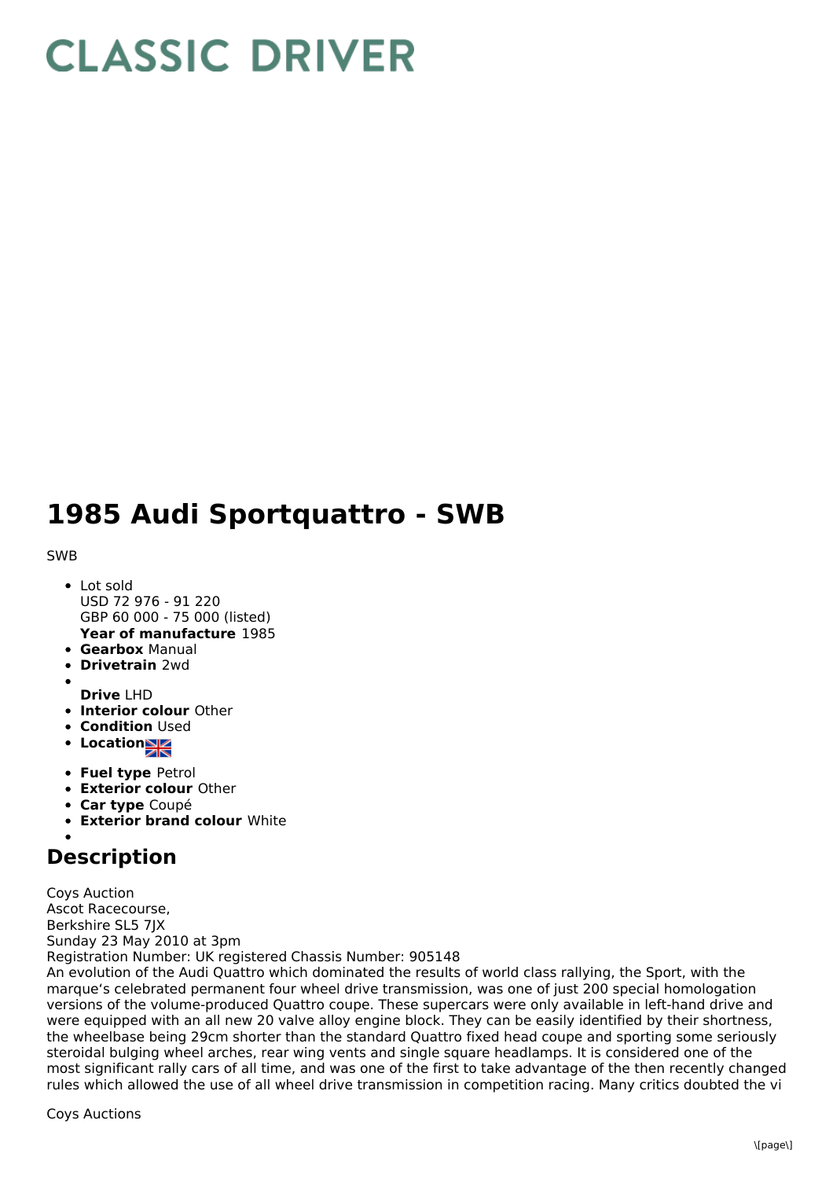# CLASSIC DRIVER

# 1985 Audi Sportquattro - SWB

SWB

- Lot sold
  USD 72 976 - 91 220
  GBP 60 000 - 75 000 (listed)
  **Year of manufacture** 1985
- **Gearbox** Manual
- **Drivetrain** 2wd
- **Drive** LHD
- **Interior colour** Other
- **Condition** Used
- **Location**
- **Fuel type** Petrol
- **Exterior colour** Other
- **Car type** Coupé
- **Exterior brand colour** White

## Description

Coys Auction
Ascot Racecourse,
Berkshire SL5 7JX
Sunday 23 May 2010 at 3pm
Registration Number: UK registered Chassis Number: 905148
An evolution of the Audi Quattro which dominated the results of world class rallying, the Sport, with the marque's celebrated permanent four wheel drive transmission, was one of just 200 special homologation versions of the volume-produced Quattro coupe. These supercars were only available in left-hand drive and were equipped with an all new 20 valve alloy engine block. They can be easily identified by their shortness, the wheelbase being 29cm shorter than the standard Quattro fixed head coupe and sporting some seriously steroidal bulging wheel arches, rear wing vents and single square headlamps. It is considered one of the most significant rally cars of all time, and was one of the first to take advantage of the then recently changed rules which allowed the use of all wheel drive transmission in competition racing. Many critics doubted the vi

Coys Auctions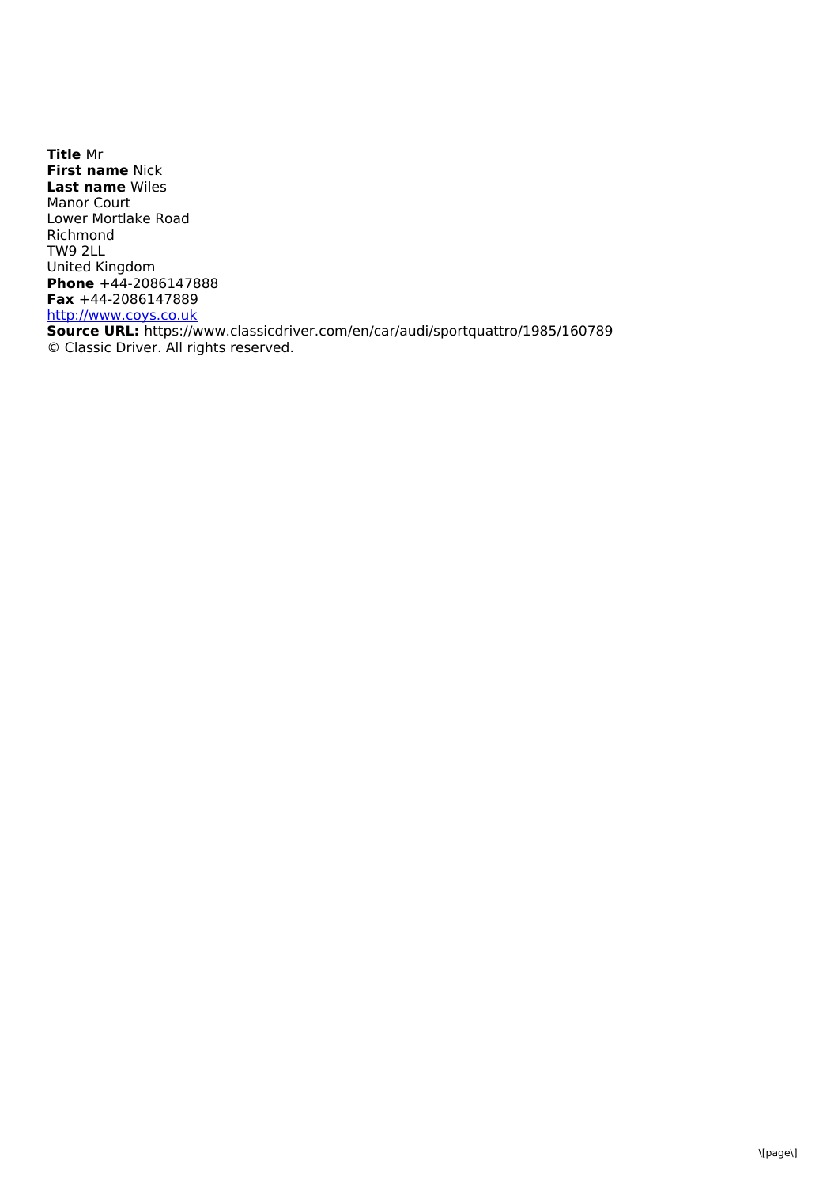**Title** Mr
**First name** Nick
**Last name** Wiles
Manor Court
Lower Mortlake Road
Richmond
TW9 2LL
United Kingdom
**Phone** +44-2086147888
**Fax** +44-2086147889
http://www.coys.co.uk
**Source URL:** https://www.classicdriver.com/en/car/audi/sportquattro/1985/160789
© Classic Driver. All rights reserved.